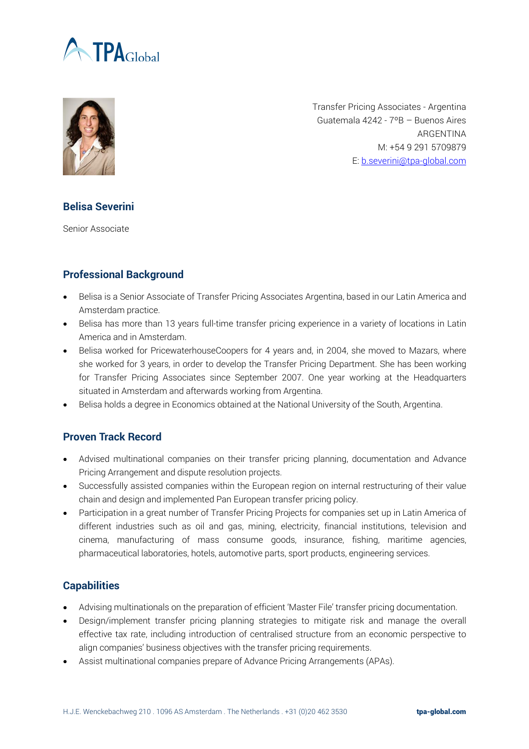Transfer Pricing Associates - Argentina
Guatemala 4242 - 7ºB – Buenos Aires
ARGENTINA
M: +54 9 291 5709879
E: b.severini@tpa-global.com

## Belisa Severini

Senior Associate

### Professional Background

- Belisa is a Senior Associate of Transfer Pricing Associates Argentina, based in our Latin America and Amsterdam practice.
- Belisa has more than 13 years full-time transfer pricing experience in a variety of locations in Latin America and in Amsterdam.
- Belisa worked for PricewaterhouseCoopers for 4 years and, in 2004, she moved to Mazars, where she worked for 3 years, in order to develop the Transfer Pricing Department. She has been working for Transfer Pricing Associates since September 2007. One year working at the Headquarters situated in Amsterdam and afterwards working from Argentina.
- Belisa holds a degree in Economics obtained at the National University of the South, Argentina.

### Proven Track Record

- Advised multinational companies on their transfer pricing planning, documentation and Advance Pricing Arrangement and dispute resolution projects.
- Successfully assisted companies within the European region on internal restructuring of their value chain and design and implemented Pan European transfer pricing policy.
- Participation in a great number of Transfer Pricing Projects for companies set up in Latin America of different industries such as oil and gas, mining, electricity, financial institutions, television and cinema, manufacturing of mass consume goods, insurance, fishing, maritime agencies, pharmaceutical laboratories, hotels, automotive parts, sport products, engineering services.

### Capabilities

- Advising multinationals on the preparation of efficient 'Master File' transfer pricing documentation.
- Design/implement transfer pricing planning strategies to mitigate risk and manage the overall effective tax rate, including introduction of centralised structure from an economic perspective to align companies' business objectives with the transfer pricing requirements.
- Assist multinational companies prepare of Advance Pricing Arrangements (APAs).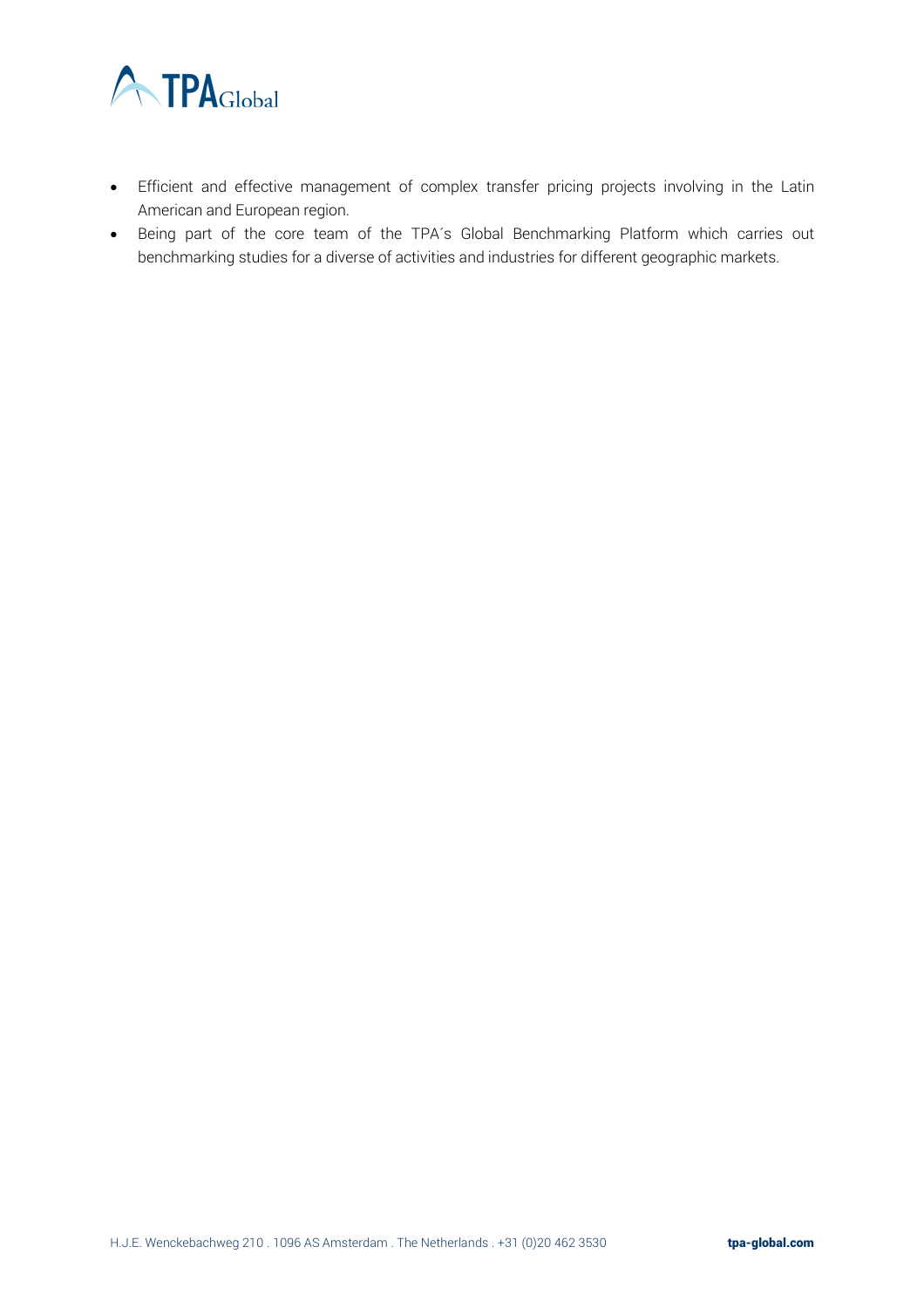- Efficient and effective management of complex transfer pricing projects involving in the Latin American and European region.
- Being part of the core team of the TPA´s Global Benchmarking Platform which carries out benchmarking studies for a diverse of activities and industries for different geographic markets.